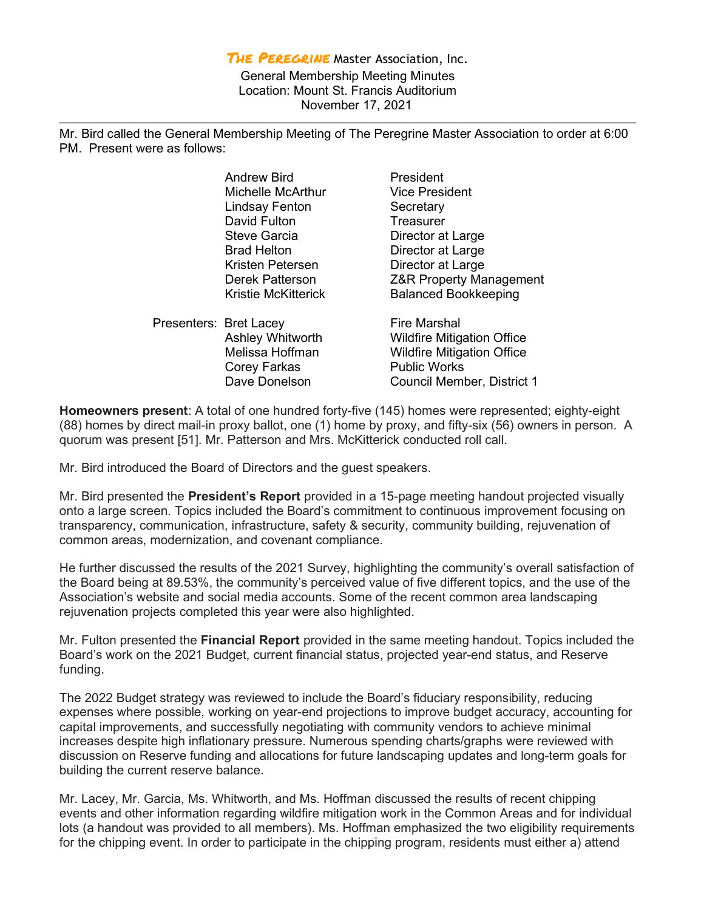# *The Peregrine* Master Association, Inc.

General Membership Meeting Minutes
Location: Mount St. Francis Auditorium
November 17, 2021

---

Mr. Bird called the General Membership Meeting of The Peregrine Master Association to order at 6:00 PM. Present were as follows:

| | | |
|---|---|---|
| | Andrew Bird | President |
| | Michelle McArthur | Vice President |
| | Lindsay Fenton | Secretary |
| | David Fulton | Treasurer |
| | Steve Garcia | Director at Large |
| | Brad Helton | Director at Large |
| | Kristen Petersen | Director at Large |
| | Derek Patterson | Z&R Property Management |
| | Kristie McKitterick | Balanced Bookkeeping |
| Presenters: | Bret Lacey | Fire Marshal |
| | Ashley Whitworth | Wildfire Mitigation Office |
| | Melissa Hoffman | Wildfire Mitigation Office |
| | Corey Farkas | Public Works |
| | Dave Donelson | Council Member, District 1 |

**Homeowners present**: A total of one hundred forty-five (145) homes were represented; eighty-eight (88) homes by direct mail-in proxy ballot, one (1) home by proxy, and fifty-six (56) owners in person. A quorum was present [51]. Mr. Patterson and Mrs. McKitterick conducted roll call.

Mr. Bird introduced the Board of Directors and the guest speakers.

Mr. Bird presented the **President's Report** provided in a 15-page meeting handout projected visually onto a large screen. Topics included the Board's commitment to continuous improvement focusing on transparency, communication, infrastructure, safety & security, community building, rejuvenation of common areas, modernization, and covenant compliance.

He further discussed the results of the 2021 Survey, highlighting the community's overall satisfaction of the Board being at 89.53%, the community's perceived value of five different topics, and the use of the Association's website and social media accounts. Some of the recent common area landscaping rejuvenation projects completed this year were also highlighted.

Mr. Fulton presented the **Financial Report** provided in the same meeting handout. Topics included the Board's work on the 2021 Budget, current financial status, projected year-end status, and Reserve funding.

The 2022 Budget strategy was reviewed to include the Board's fiduciary responsibility, reducing expenses where possible, working on year-end projections to improve budget accuracy, accounting for capital improvements, and successfully negotiating with community vendors to achieve minimal increases despite high inflationary pressure. Numerous spending charts/graphs were reviewed with discussion on Reserve funding and allocations for future landscaping updates and long-term goals for building the current reserve balance.

Mr. Lacey, Mr. Garcia, Ms. Whitworth, and Ms. Hoffman discussed the results of recent chipping events and other information regarding wildfire mitigation work in the Common Areas and for individual lots (a handout was provided to all members). Ms. Hoffman emphasized the two eligibility requirements for the chipping event. In order to participate in the chipping program, residents must either a) attend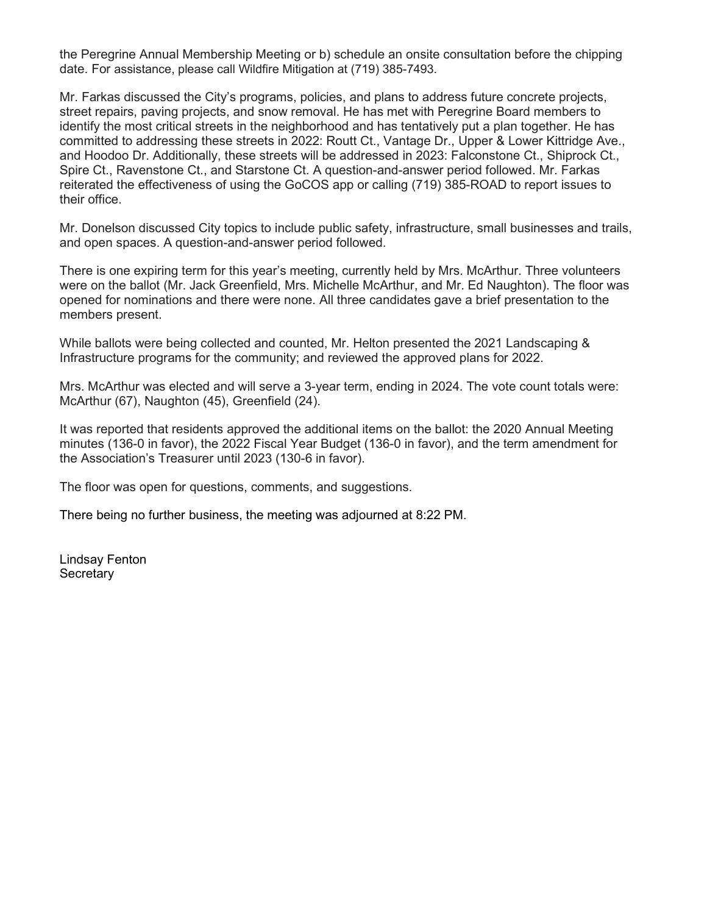the Peregrine Annual Membership Meeting or b) schedule an onsite consultation before the chipping date. For assistance, please call Wildfire Mitigation at (719) 385-7493.

Mr. Farkas discussed the City's programs, policies, and plans to address future concrete projects, street repairs, paving projects, and snow removal. He has met with Peregrine Board members to identify the most critical streets in the neighborhood and has tentatively put a plan together. He has committed to addressing these streets in 2022: Routt Ct., Vantage Dr., Upper & Lower Kittridge Ave., and Hoodoo Dr. Additionally, these streets will be addressed in 2023: Falconstone Ct., Shiprock Ct., Spire Ct., Ravenstone Ct., and Starstone Ct. A question-and-answer period followed. Mr. Farkas reiterated the effectiveness of using the GoCOS app or calling (719) 385-ROAD to report issues to their office.

Mr. Donelson discussed City topics to include public safety, infrastructure, small businesses and trails, and open spaces. A question-and-answer period followed.

There is one expiring term for this year's meeting, currently held by Mrs. McArthur. Three volunteers were on the ballot (Mr. Jack Greenfield, Mrs. Michelle McArthur, and Mr. Ed Naughton). The floor was opened for nominations and there were none. All three candidates gave a brief presentation to the members present.

While ballots were being collected and counted, Mr. Helton presented the 2021 Landscaping & Infrastructure programs for the community; and reviewed the approved plans for 2022.

Mrs. McArthur was elected and will serve a 3-year term, ending in 2024. The vote count totals were: McArthur (67), Naughton (45), Greenfield (24).

It was reported that residents approved the additional items on the ballot: the 2020 Annual Meeting minutes (136-0 in favor), the 2022 Fiscal Year Budget (136-0 in favor), and the term amendment for the Association's Treasurer until 2023 (130-6 in favor).

The floor was open for questions, comments, and suggestions.

There being no further business, the meeting was adjourned at 8:22 PM.

Lindsay Fenton
Secretary